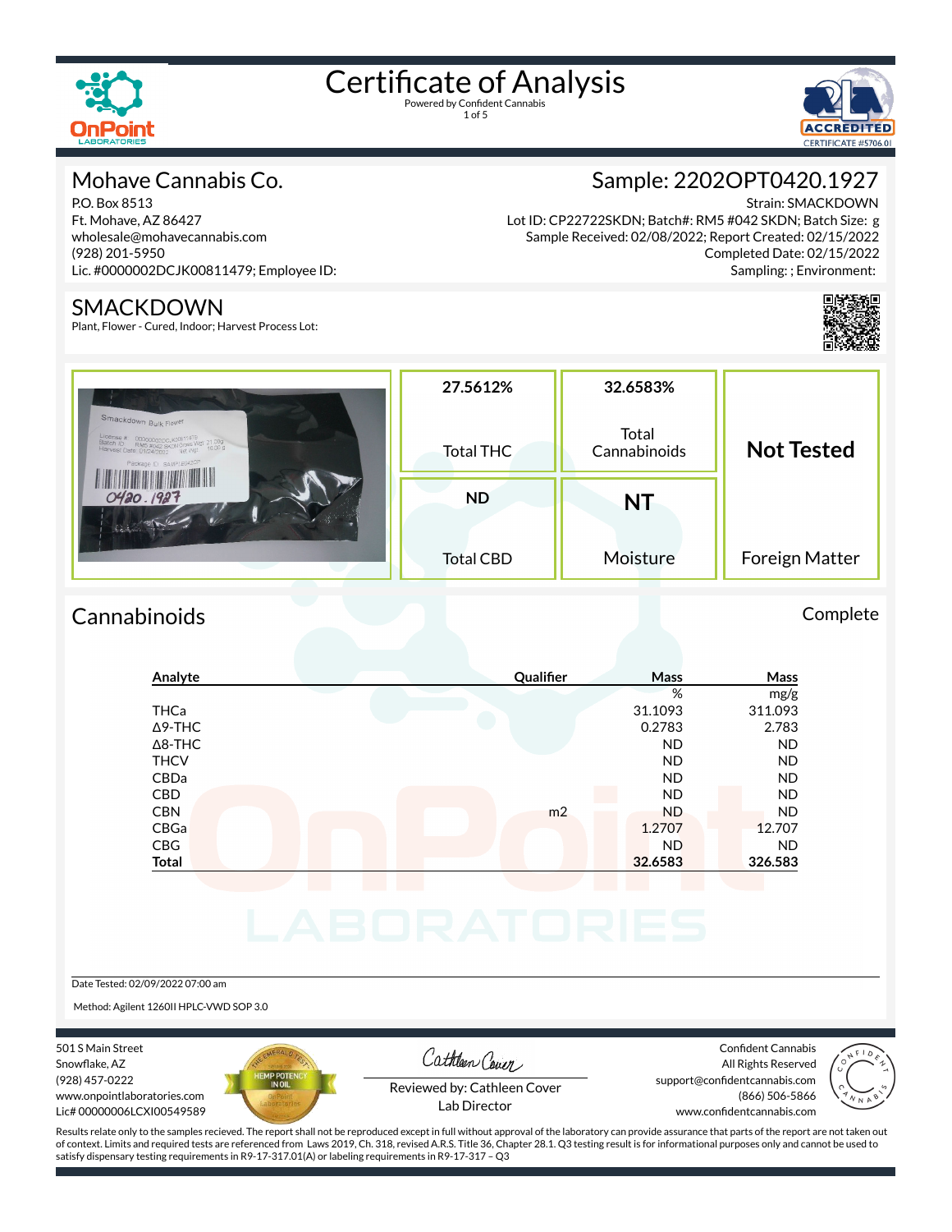# Certificate of Analysis

Powered by Confident Cannabis

## Mohave Cannabis Co.

P.O. Box 8513
Ft. Mohave, AZ 86427
wholesale@mohavecannabis.com
(928) 201-5950
Lic. #0000002DCJK00811479; Employee ID:

## Sample: 2202OPT0420.1927

Strain: SMACKDOWN
Lot ID: CP22722SKDN; Batch#: RM5 #042 SKDN; Batch Size: g
Sample Received: 02/08/2022; Report Created: 02/15/2022
Completed Date: 02/15/2022
Sampling: ; Environment:

## SMACKDOWN

Plant, Flower - Cured, Indoor; Harvest Process Lot:

| 27.5612% | 32.6583% | Not Tested |
|---|---|---|
| Total THC | Total Cannabinoids | Foreign Matter |
| **ND** | **NT** | |
| Total CBD | Moisture | |

## Cannabinoids

Complete

| Analyte | Qualifier | Mass | Mass |
|---|---|---|---|
| | | % | mg/g |
| THCa | | 31.1093 | 311.093 |
| Δ9-THC | | 0.2783 | 2.783 |
| Δ8-THC | | ND | ND |
| THCV | | ND | ND |
| CBDa | | ND | ND |
| CBD | | ND | ND |
| CBN | m2 | ND | ND |
| CBGa | | 1.2707 | 12.707 |
| CBG | | ND | ND |
| **Total** | | **32.6583** | **326.583** |

Date Tested: 02/09/2022 07:00 am

Method: Agilent 1260II HPLC-VWD SOP 3.0

501 S Main Street
Snowflake, AZ
(928) 457-0222
www.onpointlaboratories.com
Lic# 00000006LCXI00549589

Reviewed by: Cathleen Cover
Lab Director

Confident Cannabis
All Rights Reserved
support@confidentcannabis.com
(866) 506-5866
www.confidentcannabis.com

Results relate only to the samples recieved. The report shall not be reproduced except in full without approval of the laboratory can provide assurance that parts of the report are not taken out of context. Limits and required tests are referenced from Laws 2019, Ch. 318, revised A.R.S. Title 36, Chapter 28.1. Q3 testing result is for informational purposes only and cannot be used to satisfy dispensary testing requirements in R9-17-317.01(A) or labeling requirements in R9-17-317 – Q3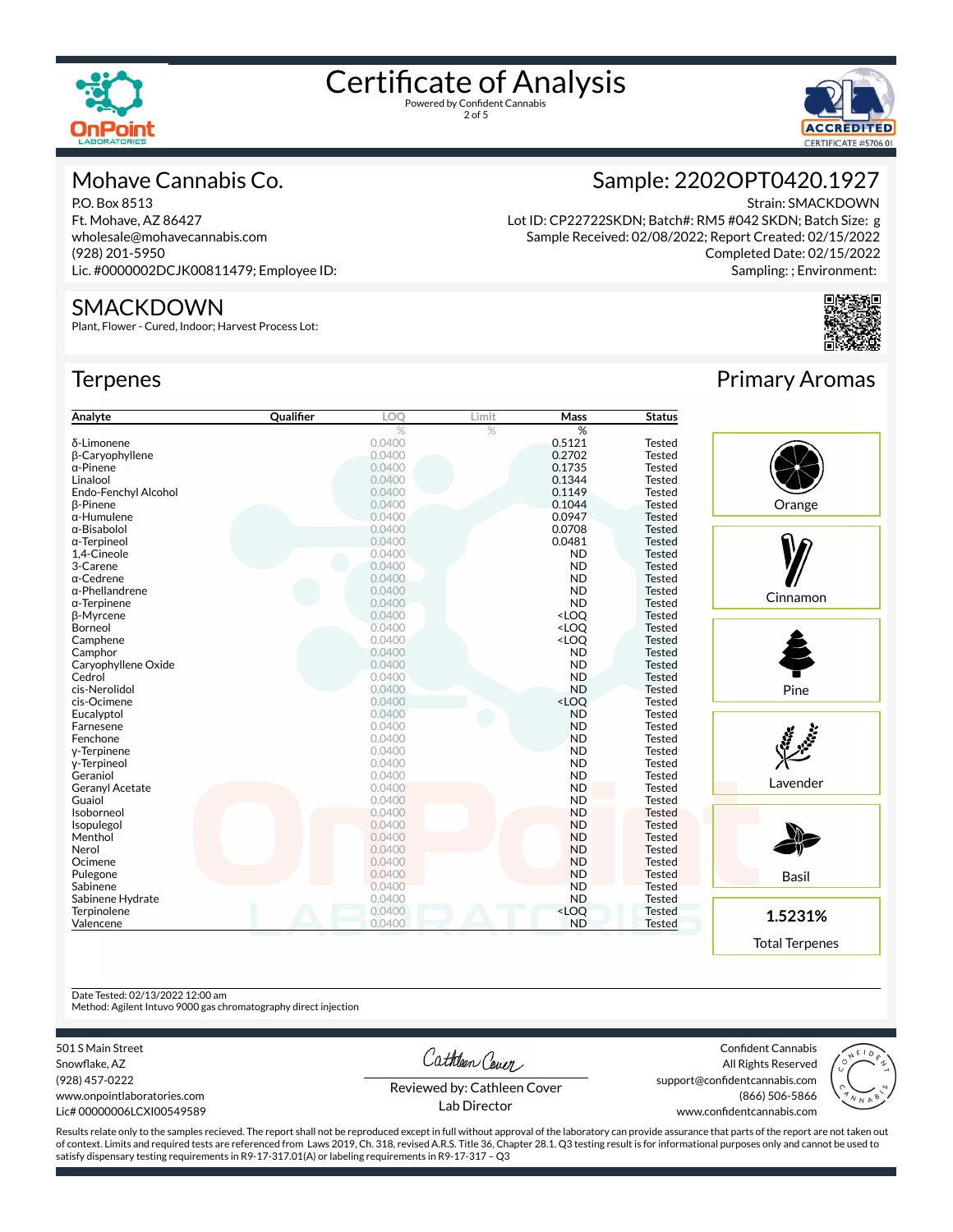# Certificate of Analysis

Powered by Confident Cannabis

## Mohave Cannabis Co.

P.O. Box 8513
Ft. Mohave, AZ 86427
wholesale@mohavecannabis.com
(928) 201-5950
Lic. #0000002DCJK00811479; Employee ID:

## Sample: 2202OPT0420.1927

Strain: SMACKDOWN
Lot ID: CP22722SKDN; Batch#: RM5 #042 SKDN; Batch Size: g
Sample Received: 02/08/2022; Report Created: 02/15/2022
Completed Date: 02/15/2022
Sampling: ; Environment:

## SMACKDOWN

Plant, Flower - Cured, Indoor; Harvest Process Lot:

## Terpenes

| Analyte | Qualifier | LOQ | Limit | Mass | Status |
|---|---|---|---|---|---|
| | | % | % | % | |
| δ-Limonene | | 0.0400 | | 0.5121 | Tested |
| β-Caryophyllene | | 0.0400 | | 0.2702 | Tested |
| α-Pinene | | 0.0400 | | 0.1735 | Tested |
| Linalool | | 0.0400 | | 0.1344 | Tested |
| Endo-Fenchyl Alcohol | | 0.0400 | | 0.1149 | Tested |
| β-Pinene | | 0.0400 | | 0.1044 | Tested |
| α-Humulene | | 0.0400 | | 0.0947 | Tested |
| α-Bisabolol | | 0.0400 | | 0.0708 | Tested |
| α-Terpineol | | 0.0400 | | 0.0481 | Tested |
| 1,4-Cineole | | 0.0400 | | ND | Tested |
| 3-Carene | | 0.0400 | | ND | Tested |
| α-Cedrene | | 0.0400 | | ND | Tested |
| α-Phellandrene | | 0.0400 | | ND | Tested |
| α-Terpinene | | 0.0400 | | ND | Tested |
| β-Myrcene | | 0.0400 | | <LOQ | Tested |
| Borneol | | 0.0400 | | <LOQ | Tested |
| Camphene | | 0.0400 | | <LOQ | Tested |
| Camphor | | 0.0400 | | ND | Tested |
| Caryophyllene Oxide | | 0.0400 | | ND | Tested |
| Cedrol | | 0.0400 | | ND | Tested |
| cis-Nerolidol | | 0.0400 | | ND | Tested |
| cis-Ocimene | | 0.0400 | | <LOQ | Tested |
| Eucalyptol | | 0.0400 | | ND | Tested |
| Farnesene | | 0.0400 | | ND | Tested |
| Fenchone | | 0.0400 | | ND | Tested |
| γ-Terpinene | | 0.0400 | | ND | Tested |
| γ-Terpineol | | 0.0400 | | ND | Tested |
| Geraniol | | 0.0400 | | ND | Tested |
| Geranyl Acetate | | 0.0400 | | ND | Tested |
| Guaiol | | 0.0400 | | ND | Tested |
| Isoborneol | | 0.0400 | | ND | Tested |
| Isopulegol | | 0.0400 | | ND | Tested |
| Menthol | | 0.0400 | | ND | Tested |
| Nerol | | 0.0400 | | ND | Tested |
| Ocimene | | 0.0400 | | ND | Tested |
| Pulegone | | 0.0400 | | ND | Tested |
| Sabinene | | 0.0400 | | ND | Tested |
| Sabinene Hydrate | | 0.0400 | | ND | Tested |
| Terpinolene | | 0.0400 | | <LOQ | Tested |
| Valencene | | 0.0400 | | ND | Tested |

## Primary Aromas

- Orange
- Cinnamon
- Pine
- Lavender
- Basil

**1.5231%**
Total Terpenes

Date Tested: 02/13/2022 12:00 am
Method: Agilent Intuvo 9000 gas chromatography direct injection

501 S Main Street
Snowflake, AZ
(928) 457-0222
www.onpointlaboratories.com
Lic# 00000006LCXI00549589

Reviewed by: Cathleen Cover
Lab Director

Confident Cannabis
All Rights Reserved
support@confidentcannabis.com
(866) 506-5866
www.confidentcannabis.com

Results relate only to the samples recieved. The report shall not be reproduced except in full without approval of the laboratory can provide assurance that parts of the report are not taken out of context. Limits and required tests are referenced from Laws 2019, Ch. 318, revised A.R.S. Title 36, Chapter 28.1. Q3 testing result is for informational purposes only and cannot be used to satisfy dispensary testing requirements in R9-17-317.01(A) or labeling requirements in R9-17-317 – Q3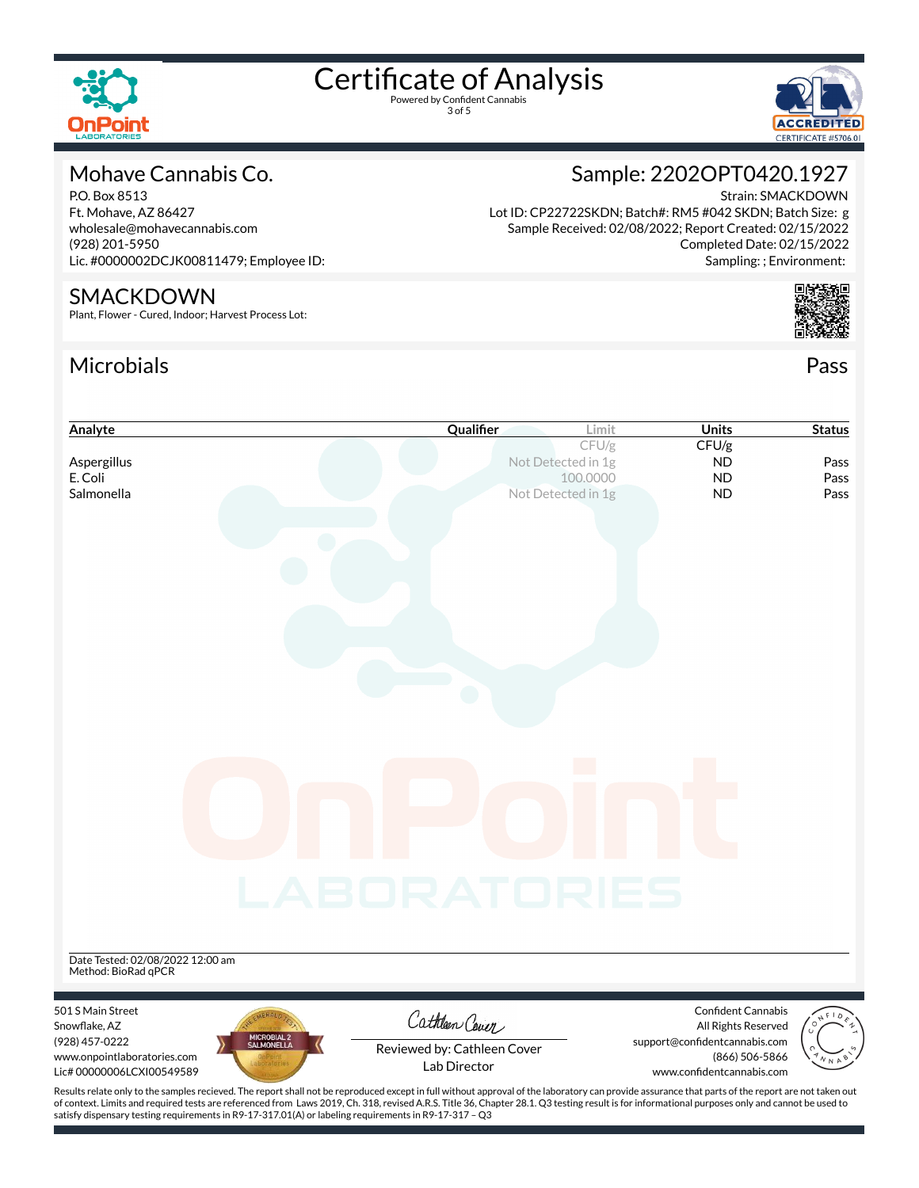# Certificate of Analysis

Powered by Confident Cannabis

## Mohave Cannabis Co.

P.O. Box 8513
Ft. Mohave, AZ 86427
wholesale@mohavecannabis.com
(928) 201-5950
Lic. #0000002DCJK00811479; Employee ID:

## Sample: 2202OPT0420.1927

Strain: SMACKDOWN
Lot ID: CP22722SKDN; Batch#: RM5 #042 SKDN; Batch Size: g
Sample Received: 02/08/2022; Report Created: 02/15/2022
Completed Date: 02/15/2022
Sampling: ; Environment:

## SMACKDOWN

Plant, Flower - Cured, Indoor; Harvest Process Lot:

## Microbials

Pass

| Analyte | Qualifier | Limit | Units | Status |
|---|---|---|---|---|
| | | CFU/g | CFU/g | |
| Aspergillus | | Not Detected in 1g | ND | Pass |
| E. Coli | | 100.0000 | ND | Pass |
| Salmonella | | Not Detected in 1g | ND | Pass |

Date Tested: 02/08/2022 12:00 am
Method: BioRad qPCR

501 S Main Street
Snowflake, AZ
(928) 457-0222
www.onpointlaboratories.com
Lic# 00000006LCXI00549589

Reviewed by: Cathleen Cover
Lab Director

Confident Cannabis
All Rights Reserved
support@confidentcannabis.com
(866) 506-5866
www.confidentcannabis.com

Results relate only to the samples recieved. The report shall not be reproduced except in full without approval of the laboratory can provide assurance that parts of the report are not taken out of context. Limits and required tests are referenced from Laws 2019, Ch. 318, revised A.R.S. Title 36, Chapter 28.1. Q3 testing result is for informational purposes only and cannot be used to satisfy dispensary testing requirements in R9-17-317.01(A) or labeling requirements in R9-17-317 – Q3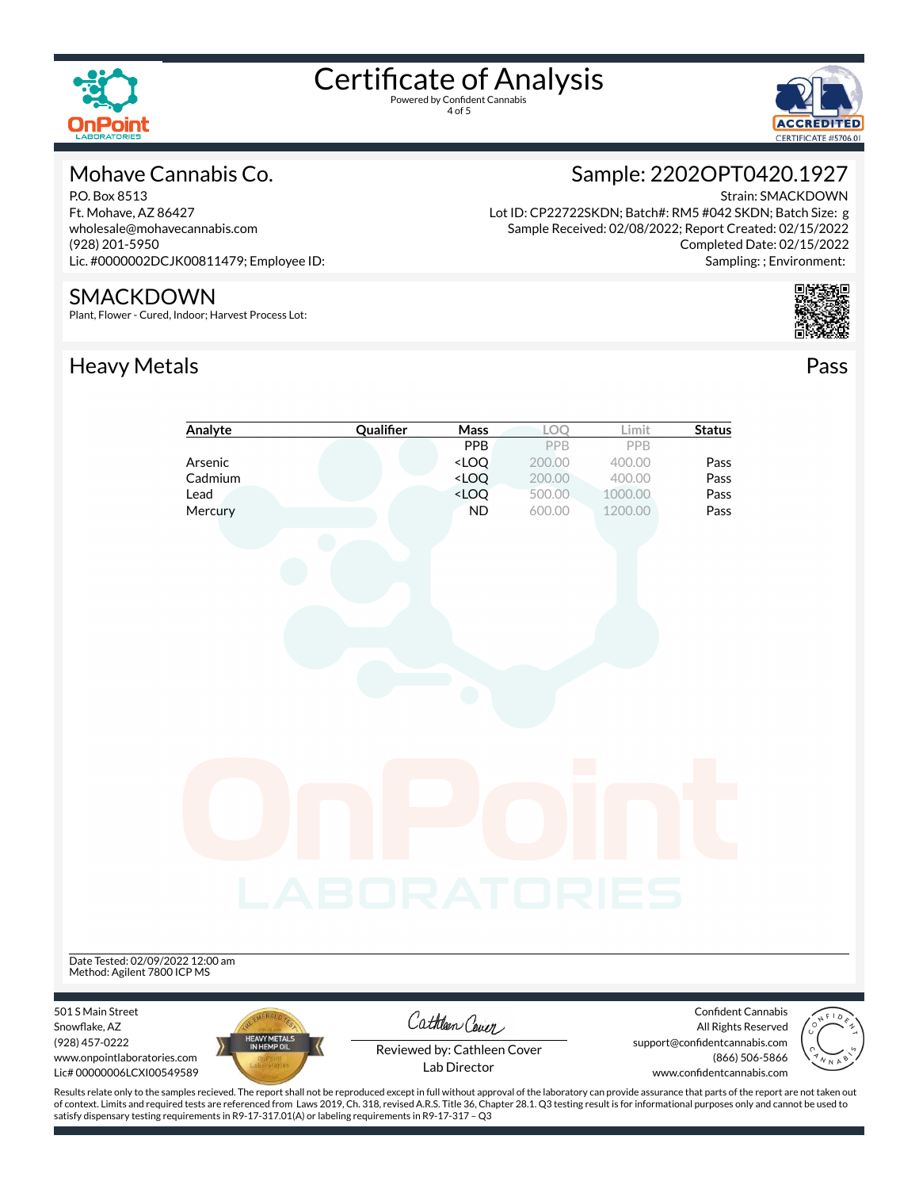# Certificate of Analysis

Powered by Confident Cannabis

## Mohave Cannabis Co.

P.O. Box 8513
Ft. Mohave, AZ 86427
wholesale@mohavecannabis.com
(928) 201-5950
Lic. #0000002DCJK00811479; Employee ID:

## Sample: 2202OPT0420.1927

Strain: SMACKDOWN
Lot ID: CP22722SKDN; Batch#: RM5 #042 SKDN; Batch Size: g
Sample Received: 02/08/2022; Report Created: 02/15/2022
Completed Date: 02/15/2022
Sampling: ; Environment:

## SMACKDOWN

Plant, Flower - Cured, Indoor; Harvest Process Lot:

## Heavy Metals

Pass

| Analyte | Qualifier | Mass | LOQ | Limit | Status |
|---|---|---|---|---|---|
| | | PPB | PPB | PPB | |
| Arsenic | | <LOQ | 200.00 | 400.00 | Pass |
| Cadmium | | <LOQ | 200.00 | 400.00 | Pass |
| Lead | | <LOQ | 500.00 | 1000.00 | Pass |
| Mercury | | ND | 600.00 | 1200.00 | Pass |

Date Tested: 02/09/2022 12:00 am
Method: Agilent 7800 ICP MS

501 S Main Street
Snowflake, AZ
(928) 457-0222
www.onpointlaboratories.com
Lic# 00000006LCXI00549589

Reviewed by: Cathleen Cover
Lab Director

Confident Cannabis
All Rights Reserved
support@confidentcannabis.com
(866) 506-5866
www.confidentcannabis.com

Results relate only to the samples recieved. The report shall not be reproduced except in full without approval of the laboratory can provide assurance that parts of the report are not taken out of context. Limits and required tests are referenced from Laws 2019, Ch. 318, revised A.R.S. Title 36, Chapter 28.1. Q3 testing result is for informational purposes only and cannot be used to satisfy dispensary testing requirements in R9-17-317.01(A) or labeling requirements in R9-17-317 – Q3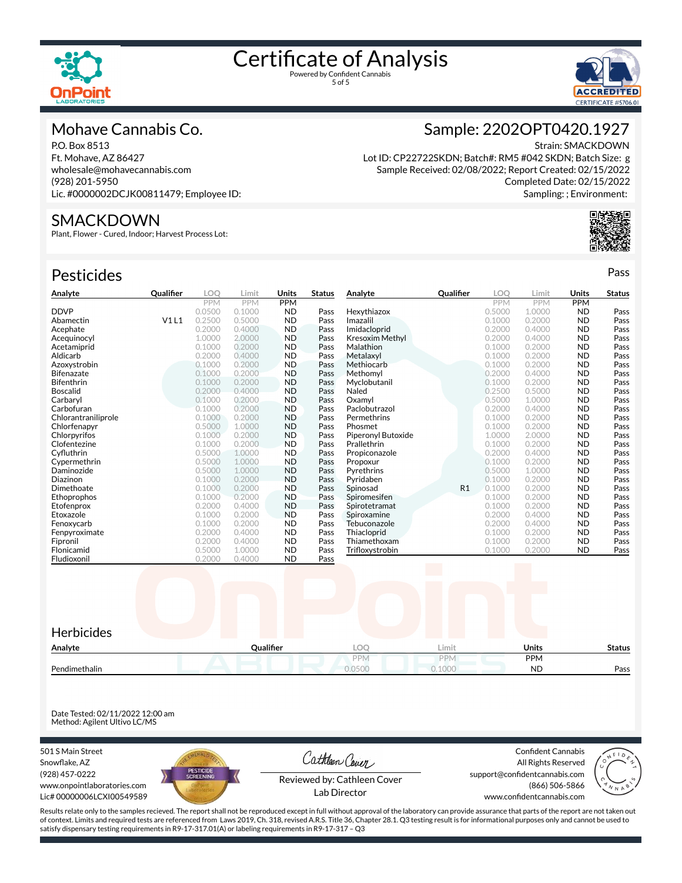# Certificate of Analysis

Powered by Confident Cannabis

## Mohave Cannabis Co.

P.O. Box 8513
Ft. Mohave, AZ 86427
wholesale@mohavecannabis.com
(928) 201-5950
Lic. #0000002DCJK00811479; Employee ID:

## Sample: 2202OPT0420.1927

Strain: SMACKDOWN
Lot ID: CP22722SKDN; Batch#: RM5 #042 SKDN; Batch Size: g
Sample Received: 02/08/2022; Report Created: 02/15/2022
Completed Date: 02/15/2022
Sampling: ; Environment:

## SMACKDOWN

Plant, Flower - Cured, Indoor; Harvest Process Lot:

## Pesticides

Pass

| Analyte | Qualifier | LOQ | Limit | Units | Status |
|---|---|---|---|---|---|
| | | PPM | PPM | PPM | |
| DDVP | | 0.0500 | 0.1000 | ND | Pass |
| Abamectin | V1 L1 | 0.2500 | 0.5000 | ND | Pass |
| Acephate | | 0.2000 | 0.4000 | ND | Pass |
| Acequinocyl | | 1.0000 | 2.0000 | ND | Pass |
| Acetamiprid | | 0.1000 | 0.2000 | ND | Pass |
| Aldicarb | | 0.2000 | 0.4000 | ND | Pass |
| Azoxystrobin | | 0.1000 | 0.2000 | ND | Pass |
| Bifenazate | | 0.1000 | 0.2000 | ND | Pass |
| Bifenthrin | | 0.1000 | 0.2000 | ND | Pass |
| Boscalid | | 0.2000 | 0.4000 | ND | Pass |
| Carbaryl | | 0.1000 | 0.2000 | ND | Pass |
| Carbofuran | | 0.1000 | 0.2000 | ND | Pass |
| Chlorantraniliprole | | 0.1000 | 0.2000 | ND | Pass |
| Chlorfenapyr | | 0.5000 | 1.0000 | ND | Pass |
| Chlorpyrifos | | 0.1000 | 0.2000 | ND | Pass |
| Clofentezine | | 0.1000 | 0.2000 | ND | Pass |
| Cyfluthrin | | 0.5000 | 1.0000 | ND | Pass |
| Cypermethrin | | 0.5000 | 1.0000 | ND | Pass |
| Daminozide | | 0.5000 | 1.0000 | ND | Pass |
| Diazinon | | 0.1000 | 0.2000 | ND | Pass |
| Dimethoate | | 0.1000 | 0.2000 | ND | Pass |
| Ethoprophos | | 0.1000 | 0.2000 | ND | Pass |
| Etofenprox | | 0.2000 | 0.4000 | ND | Pass |
| Etoxazole | | 0.1000 | 0.2000 | ND | Pass |
| Fenoxycarb | | 0.1000 | 0.2000 | ND | Pass |
| Fenpyroximate | | 0.2000 | 0.4000 | ND | Pass |
| Fipronil | | 0.2000 | 0.4000 | ND | Pass |
| Flonicamid | | 0.5000 | 1.0000 | ND | Pass |
| Fludioxonil | | 0.2000 | 0.4000 | ND | Pass |
| Hexythiazox | | 0.5000 | 1.0000 | ND | Pass |
| Imazalil | | 0.1000 | 0.2000 | ND | Pass |
| Imidacloprid | | 0.2000 | 0.4000 | ND | Pass |
| Kresoxim Methyl | | 0.2000 | 0.4000 | ND | Pass |
| Malathion | | 0.1000 | 0.2000 | ND | Pass |
| Metalaxyl | | 0.1000 | 0.2000 | ND | Pass |
| Methiocarb | | 0.1000 | 0.2000 | ND | Pass |
| Methomyl | | 0.2000 | 0.4000 | ND | Pass |
| Myclobutanil | | 0.1000 | 0.2000 | ND | Pass |
| Naled | | 0.2500 | 0.5000 | ND | Pass |
| Oxamyl | | 0.5000 | 1.0000 | ND | Pass |
| Paclobutrazol | | 0.2000 | 0.4000 | ND | Pass |
| Permethrins | | 0.1000 | 0.2000 | ND | Pass |
| Phosmet | | 0.1000 | 0.2000 | ND | Pass |
| Piperonyl Butoxide | | 1.0000 | 2.0000 | ND | Pass |
| Prallethrin | | 0.1000 | 0.2000 | ND | Pass |
| Propiconazole | | 0.2000 | 0.4000 | ND | Pass |
| Propoxur | | 0.1000 | 0.2000 | ND | Pass |
| Pyrethrins | | 0.5000 | 1.0000 | ND | Pass |
| Pyridaben | | 0.1000 | 0.2000 | ND | Pass |
| Spinosad | R1 | 0.1000 | 0.2000 | ND | Pass |
| Spiromesifen | | 0.1000 | 0.2000 | ND | Pass |
| Spirotetramat | | 0.1000 | 0.2000 | ND | Pass |
| Spiroxamine | | 0.2000 | 0.4000 | ND | Pass |
| Tebuconazole | | 0.2000 | 0.4000 | ND | Pass |
| Thiacloprid | | 0.1000 | 0.2000 | ND | Pass |
| Thiamethoxam | | 0.1000 | 0.2000 | ND | Pass |
| Trifloxystrobin | | 0.1000 | 0.2000 | ND | Pass |

## Herbicides

| Analyte | Qualifier | LOQ | Limit | Units | Status |
|---|---|---|---|---|---|
| | | PPM | PPM | PPM | |
| Pendimethalin | | 0.0500 | 0.1000 | ND | Pass |

Date Tested: 02/11/2022 12:00 am
Method: Agilent Ultivo LC/MS

501 S Main Street
Snowflake, AZ
(928) 457-0222
www.onpointlaboratories.com
Lic# 00000006LCXI00549589

Reviewed by: Cathleen Cover
Lab Director

Confident Cannabis
All Rights Reserved
support@confidentcannabis.com
(866) 506-5866
www.confidentcannabis.com

Results relate only to the samples recieved. The report shall not be reproduced except in full without approval of the laboratory can provide assurance that parts of the report are not taken out of context. Limits and required tests are referenced from Laws 2019, Ch. 318, revised A.R.S. Title 36, Chapter 28.1. Q3 testing result is for informational purposes only and cannot be used to satisfy dispensary testing requirements in R9-17-317.01(A) or labeling requirements in R9-17-317 – Q3